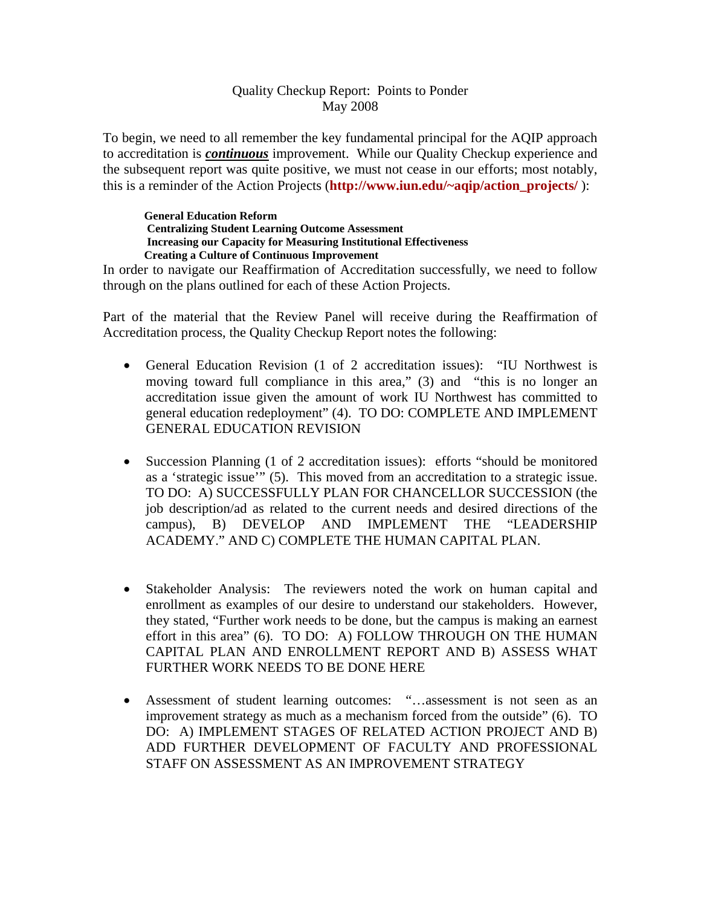Quality Checkup Report: Points to Ponder
May 2008

To begin, we need to all remember the key fundamental principal for the AQIP approach to accreditation is ***continuous*** improvement. While our Quality Checkup experience and the subsequent report was quite positive, we must not cease in our efforts; most notably, this is a reminder of the Action Projects (**http://www.iun.edu/~aqip/action_projects/** ):

**General Education Reform**
**Centralizing Student Learning Outcome Assessment**
**Increasing our Capacity for Measuring Institutional Effectiveness**
**Creating a Culture of Continuous Improvement**

In order to navigate our Reaffirmation of Accreditation successfully, we need to follow through on the plans outlined for each of these Action Projects.

Part of the material that the Review Panel will receive during the Reaffirmation of Accreditation process, the Quality Checkup Report notes the following:

- General Education Revision (1 of 2 accreditation issues): "IU Northwest is moving toward full compliance in this area," (3) and "this is no longer an accreditation issue given the amount of work IU Northwest has committed to general education redeployment" (4). TO DO: COMPLETE AND IMPLEMENT GENERAL EDUCATION REVISION

- Succession Planning (1 of 2 accreditation issues): efforts "should be monitored as a 'strategic issue'" (5). This moved from an accreditation to a strategic issue. TO DO: A) SUCCESSFULLY PLAN FOR CHANCELLOR SUCCESSION (the job description/ad as related to the current needs and desired directions of the campus), B) DEVELOP AND IMPLEMENT THE "LEADERSHIP ACADEMY." AND C) COMPLETE THE HUMAN CAPITAL PLAN.

- Stakeholder Analysis: The reviewers noted the work on human capital and enrollment as examples of our desire to understand our stakeholders. However, they stated, "Further work needs to be done, but the campus is making an earnest effort in this area" (6). TO DO: A) FOLLOW THROUGH ON THE HUMAN CAPITAL PLAN AND ENROLLMENT REPORT AND B) ASSESS WHAT FURTHER WORK NEEDS TO BE DONE HERE

- Assessment of student learning outcomes: "…assessment is not seen as an improvement strategy as much as a mechanism forced from the outside" (6). TO DO: A) IMPLEMENT STAGES OF RELATED ACTION PROJECT AND B) ADD FURTHER DEVELOPMENT OF FACULTY AND PROFESSIONAL STAFF ON ASSESSMENT AS AN IMPROVEMENT STRATEGY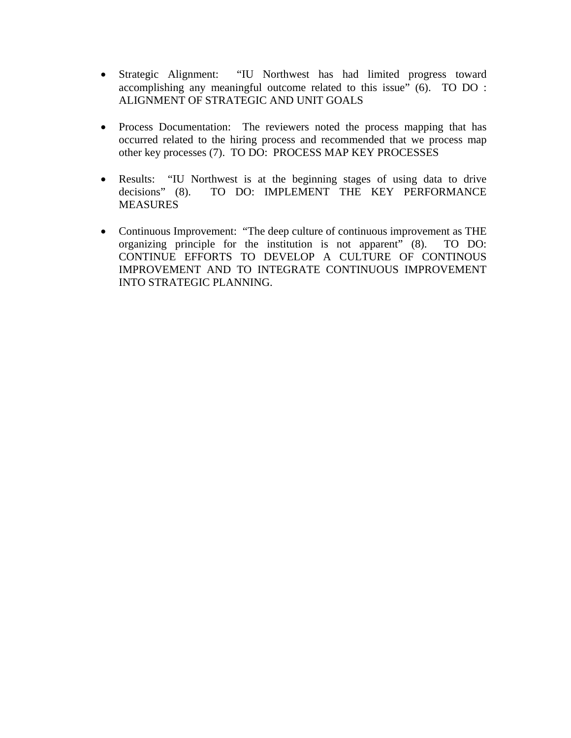- Strategic Alignment: "IU Northwest has had limited progress toward accomplishing any meaningful outcome related to this issue" (6). TO DO : ALIGNMENT OF STRATEGIC AND UNIT GOALS

- Process Documentation: The reviewers noted the process mapping that has occurred related to the hiring process and recommended that we process map other key processes (7). TO DO: PROCESS MAP KEY PROCESSES

- Results: "IU Northwest is at the beginning stages of using data to drive decisions" (8). TO DO: IMPLEMENT THE KEY PERFORMANCE MEASURES

- Continuous Improvement: "The deep culture of continuous improvement as THE organizing principle for the institution is not apparent" (8). TO DO: CONTINUE EFFORTS TO DEVELOP A CULTURE OF CONTINOUS IMPROVEMENT AND TO INTEGRATE CONTINUOUS IMPROVEMENT INTO STRATEGIC PLANNING.